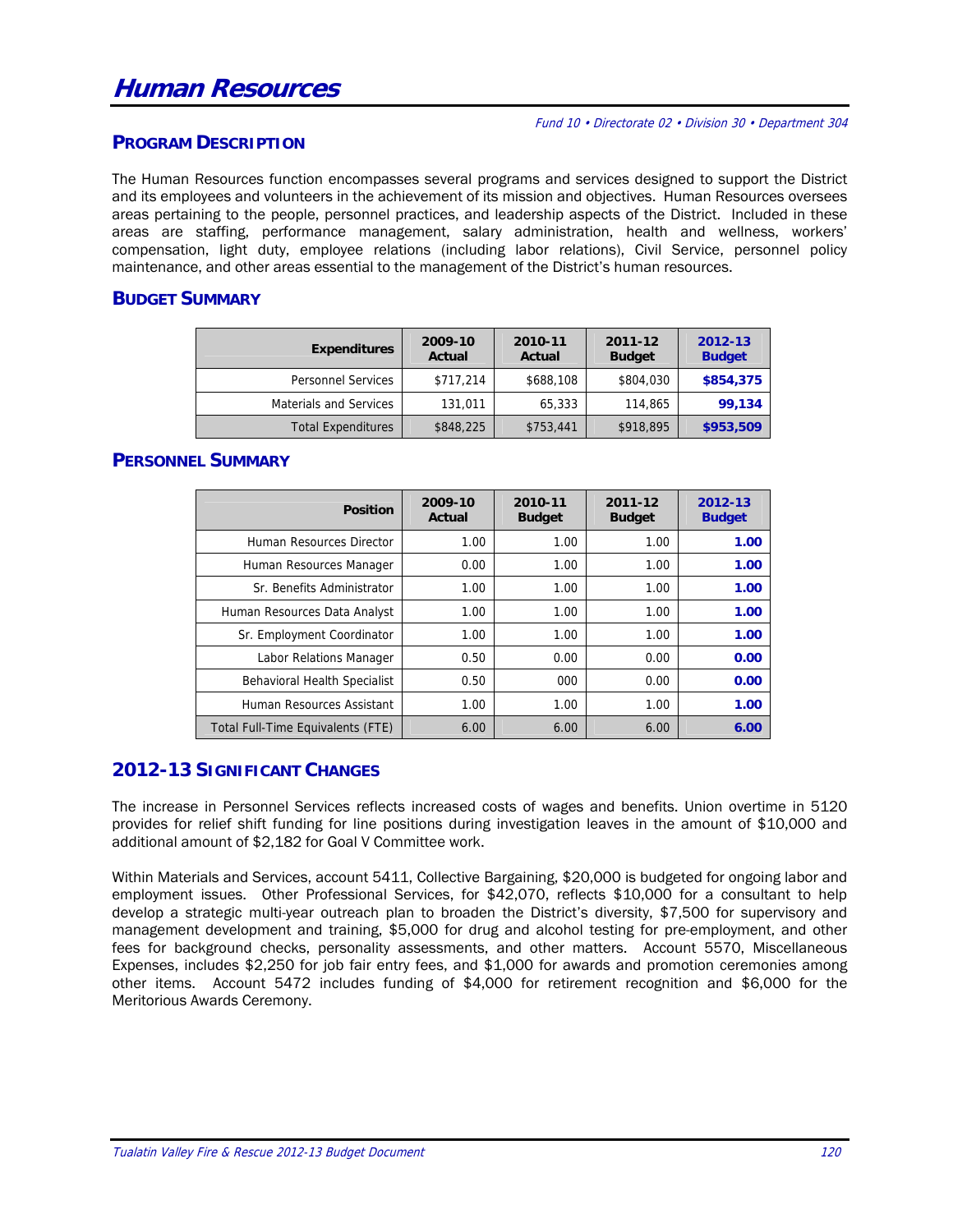# Human Resources

*Fund 10 • Directorate 02 • Division 30 • Department 304*

## PROGRAM DESCRIPTION

The Human Resources function encompasses several programs and services designed to support the District and its employees and volunteers in the achievement of its mission and objectives. Human Resources oversees areas pertaining to the people, personnel practices, and leadership aspects of the District. Included in these areas are staffing, performance management, salary administration, health and wellness, workers' compensation, light duty, employee relations (including labor relations), Civil Service, personnel policy maintenance, and other areas essential to the management of the District's human resources.

## BUDGET SUMMARY

| Expenditures | 2009-10 Actual | 2010-11 Actual | 2011-12 Budget | 2012-13 Budget |
|---|---|---|---|---|
| Personnel Services | $717,214 | $688,108 | $804,030 | **$854,375** |
| Materials and Services | 131,011 | 65,333 | 114,865 | **99,134** |
| Total Expenditures | $848,225 | $753,441 | $918,895 | **$953,509** |

## PERSONNEL SUMMARY

| Position | 2009-10 Actual | 2010-11 Budget | 2011-12 Budget | 2012-13 Budget |
|---|---|---|---|---|
| Human Resources Director | 1.00 | 1.00 | 1.00 | **1.00** |
| Human Resources Manager | 0.00 | 1.00 | 1.00 | **1.00** |
| Sr. Benefits Administrator | 1.00 | 1.00 | 1.00 | **1.00** |
| Human Resources Data Analyst | 1.00 | 1.00 | 1.00 | **1.00** |
| Sr. Employment Coordinator | 1.00 | 1.00 | 1.00 | **1.00** |
| Labor Relations Manager | 0.50 | 0.00 | 0.00 | **0.00** |
| Behavioral Health Specialist | 0.50 | 000 | 0.00 | **0.00** |
| Human Resources Assistant | 1.00 | 1.00 | 1.00 | **1.00** |
| Total Full-Time Equivalents (FTE) | 6.00 | 6.00 | 6.00 | **6.00** |

## 2012-13 SIGNIFICANT CHANGES

The increase in Personnel Services reflects increased costs of wages and benefits. Union overtime in 5120 provides for relief shift funding for line positions during investigation leaves in the amount of $10,000 and additional amount of $2,182 for Goal V Committee work.

Within Materials and Services, account 5411, Collective Bargaining, $20,000 is budgeted for ongoing labor and employment issues. Other Professional Services, for $42,070, reflects $10,000 for a consultant to help develop a strategic multi-year outreach plan to broaden the District's diversity, $7,500 for supervisory and management development and training, $5,000 for drug and alcohol testing for pre-employment, and other fees for background checks, personality assessments, and other matters. Account 5570, Miscellaneous Expenses, includes $2,250 for job fair entry fees, and $1,000 for awards and promotion ceremonies among other items. Account 5472 includes funding of $4,000 for retirement recognition and $6,000 for the Meritorious Awards Ceremony.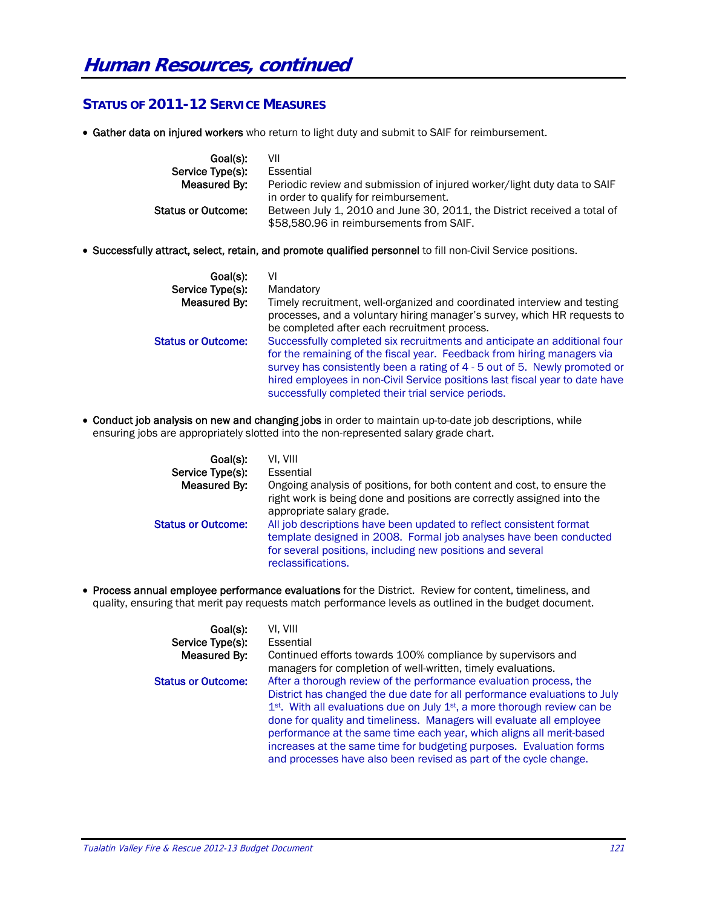# Human Resources, continued

## Status of 2011-12 Service Measures

- **Gather data on injured workers** who return to light duty and submit to SAIF for reimbursement.

  **Goal(s):** VII
  **Service Type(s):** Essential
  **Measured By:** Periodic review and submission of injured worker/light duty data to SAIF in order to qualify for reimbursement.
  **Status or Outcome:** Between July 1, 2010 and June 30, 2011, the District received a total of $58,580.96 in reimbursements from SAIF.

- **Successfully attract, select, retain, and promote qualified personnel** to fill non-Civil Service positions.

  **Goal(s):** VI
  **Service Type(s):** Mandatory
  **Measured By:** Timely recruitment, well-organized and coordinated interview and testing processes, and a voluntary hiring manager's survey, which HR requests to be completed after each recruitment process.
  **Status or Outcome:** Successfully completed six recruitments and anticipate an additional four for the remaining of the fiscal year. Feedback from hiring managers via survey has consistently been a rating of 4 - 5 out of 5. Newly promoted or hired employees in non-Civil Service positions last fiscal year to date have successfully completed their trial service periods.

- **Conduct job analysis on new and changing jobs** in order to maintain up-to-date job descriptions, while ensuring jobs are appropriately slotted into the non-represented salary grade chart.

  **Goal(s):** VI, VIII
  **Service Type(s):** Essential
  **Measured By:** Ongoing analysis of positions, for both content and cost, to ensure the right work is being done and positions are correctly assigned into the appropriate salary grade.
  **Status or Outcome:** All job descriptions have been updated to reflect consistent format template designed in 2008. Formal job analyses have been conducted for several positions, including new positions and several reclassifications.

- **Process annual employee performance evaluations** for the District. Review for content, timeliness, and quality, ensuring that merit pay requests match performance levels as outlined in the budget document.

  **Goal(s):** VI, VIII
  **Service Type(s):** Essential
  **Measured By:** Continued efforts towards 100% compliance by supervisors and managers for completion of well-written, timely evaluations.
  **Status or Outcome:** After a thorough review of the performance evaluation process, the District has changed the due date for all performance evaluations to July 1st. With all evaluations due on July 1st, a more thorough review can be done for quality and timeliness. Managers will evaluate all employee performance at the same time each year, which aligns all merit-based increases at the same time for budgeting purposes. Evaluation forms and processes have also been revised as part of the cycle change.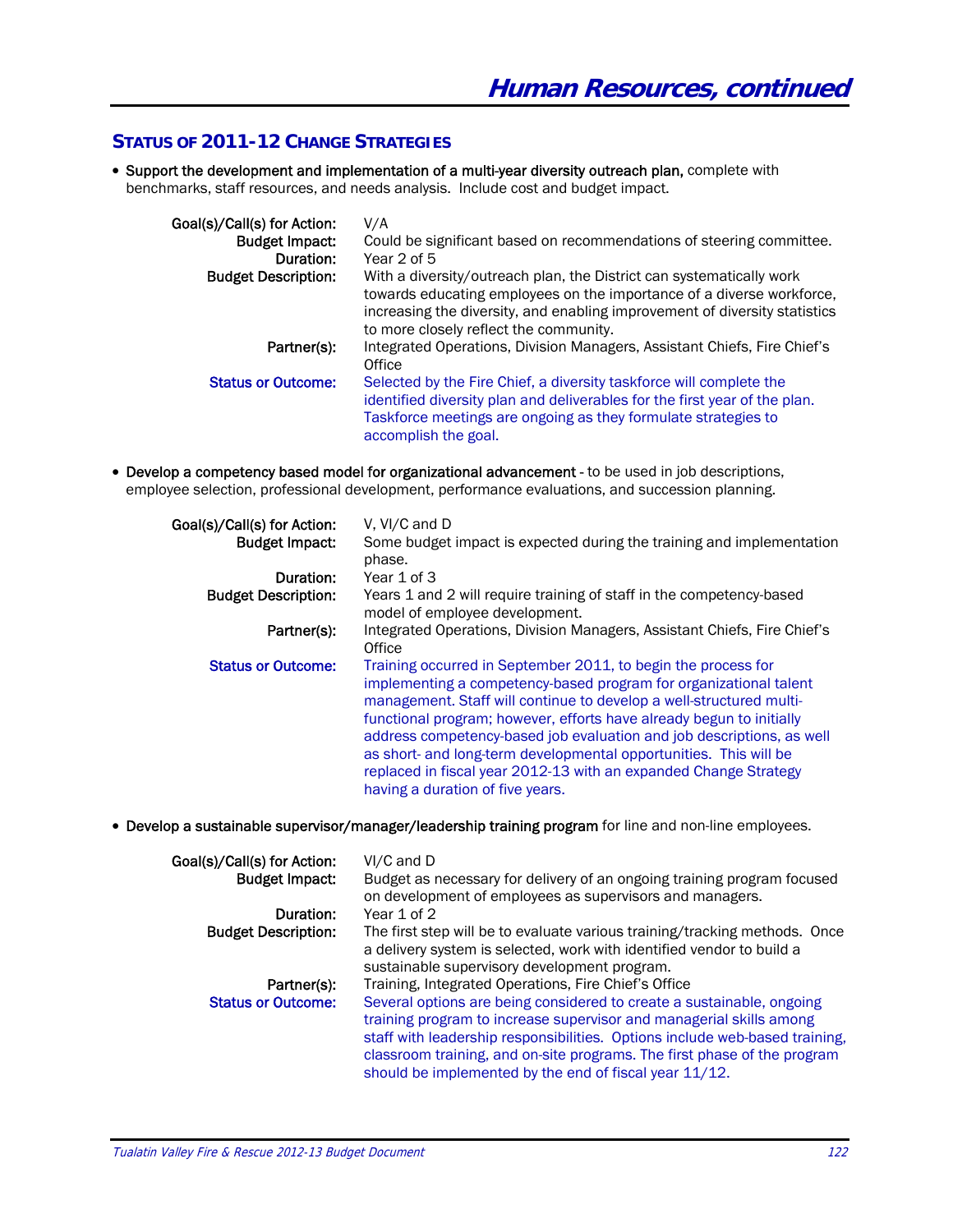# Human Resources, continued

## Status of 2011-12 Change Strategies

- **Support the development and implementation of a multi-year diversity outreach plan,** complete with benchmarks, staff resources, and needs analysis. Include cost and budget impact.

| | |
|---|---|
| **Goal(s)/Call(s) for Action:** | V/A |
| **Budget Impact:** | Could be significant based on recommendations of steering committee. |
| **Duration:** | Year 2 of 5 |
| **Budget Description:** | With a diversity/outreach plan, the District can systematically work towards educating employees on the importance of a diverse workforce, increasing the diversity, and enabling improvement of diversity statistics to more closely reflect the community. |
| **Partner(s):** | Integrated Operations, Division Managers, Assistant Chiefs, Fire Chief's Office |
| **Status or Outcome:** | Selected by the Fire Chief, a diversity taskforce will complete the identified diversity plan and deliverables for the first year of the plan. Taskforce meetings are ongoing as they formulate strategies to accomplish the goal. |

- **Develop a competency based model for organizational advancement** - to be used in job descriptions, employee selection, professional development, performance evaluations, and succession planning.

| | |
|---|---|
| **Goal(s)/Call(s) for Action:** | V, VI/C and D |
| **Budget Impact:** | Some budget impact is expected during the training and implementation phase. |
| **Duration:** | Year 1 of 3 |
| **Budget Description:** | Years 1 and 2 will require training of staff in the competency-based model of employee development. |
| **Partner(s):** | Integrated Operations, Division Managers, Assistant Chiefs, Fire Chief's Office |
| **Status or Outcome:** | Training occurred in September 2011, to begin the process for implementing a competency-based program for organizational talent management. Staff will continue to develop a well-structured multi-functional program; however, efforts have already begun to initially address competency-based job evaluation and job descriptions, as well as short- and long-term developmental opportunities. This will be replaced in fiscal year 2012-13 with an expanded Change Strategy having a duration of five years. |

- **Develop a sustainable supervisor/manager/leadership training program** for line and non-line employees.

| | |
|---|---|
| **Goal(s)/Call(s) for Action:** | VI/C and D |
| **Budget Impact:** | Budget as necessary for delivery of an ongoing training program focused on development of employees as supervisors and managers. |
| **Duration:** | Year 1 of 2 |
| **Budget Description:** | The first step will be to evaluate various training/tracking methods. Once a delivery system is selected, work with identified vendor to build a sustainable supervisory development program. |
| **Partner(s):** | Training, Integrated Operations, Fire Chief's Office |
| **Status or Outcome:** | Several options are being considered to create a sustainable, ongoing training program to increase supervisor and managerial skills among staff with leadership responsibilities. Options include web-based training, classroom training, and on-site programs. The first phase of the program should be implemented by the end of fiscal year 11/12. |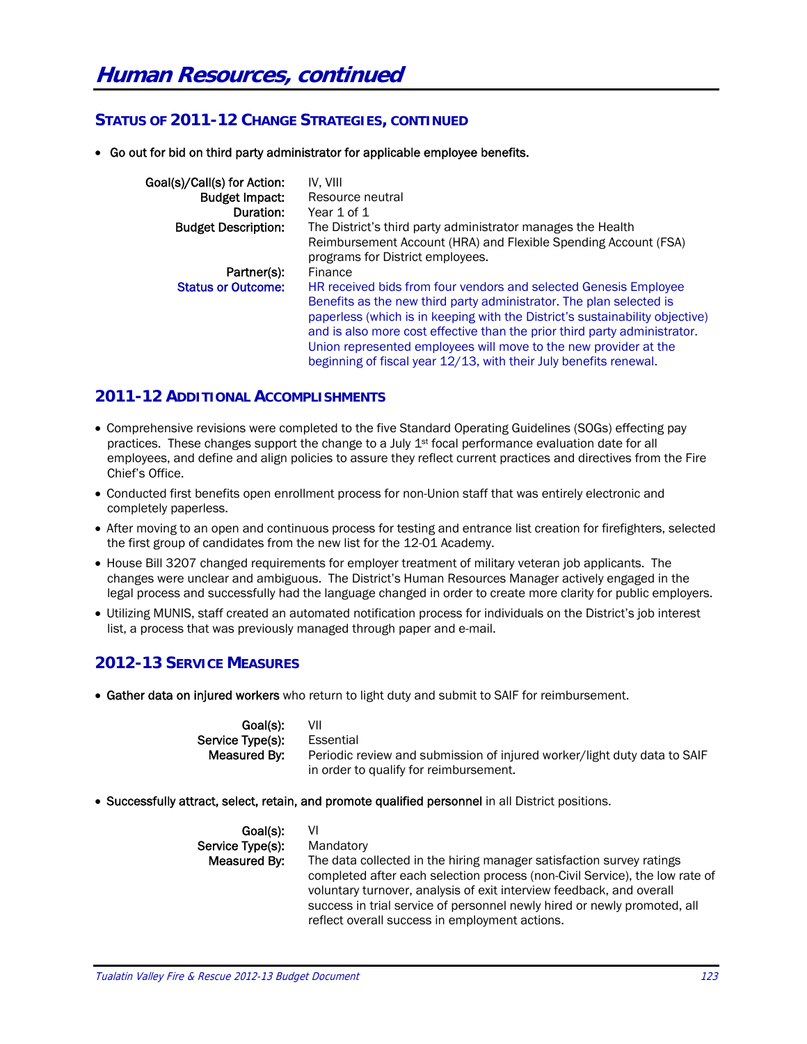# Human Resources, continued

## STATUS OF 2011-12 CHANGE STRATEGIES, CONTINUED

- **Go out for bid on third party administrator for applicable employee benefits.**

| | |
|---|---|
| **Goal(s)/Call(s) for Action:** | IV, VIII |
| **Budget Impact:** | Resource neutral |
| **Duration:** | Year 1 of 1 |
| **Budget Description:** | The District's third party administrator manages the Health Reimbursement Account (HRA) and Flexible Spending Account (FSA) programs for District employees. |
| **Partner(s):** | Finance |
| **Status or Outcome:** | HR received bids from four vendors and selected Genesis Employee Benefits as the new third party administrator. The plan selected is paperless (which is in keeping with the District's sustainability objective) and is also more cost effective than the prior third party administrator. Union represented employees will move to the new provider at the beginning of fiscal year 12/13, with their July benefits renewal. |

## 2011-12 ADDITIONAL ACCOMPLISHMENTS

- Comprehensive revisions were completed to the five Standard Operating Guidelines (SOGs) effecting pay practices. These changes support the change to a July 1st focal performance evaluation date for all employees, and define and align policies to assure they reflect current practices and directives from the Fire Chief's Office.
- Conducted first benefits open enrollment process for non-Union staff that was entirely electronic and completely paperless.
- After moving to an open and continuous process for testing and entrance list creation for firefighters, selected the first group of candidates from the new list for the 12-01 Academy.
- House Bill 3207 changed requirements for employer treatment of military veteran job applicants. The changes were unclear and ambiguous. The District's Human Resources Manager actively engaged in the legal process and successfully had the language changed in order to create more clarity for public employers.
- Utilizing MUNIS, staff created an automated notification process for individuals on the District's job interest list, a process that was previously managed through paper and e-mail.

## 2012-13 SERVICE MEASURES

- **Gather data on injured workers** who return to light duty and submit to SAIF for reimbursement.

| | |
|---|---|
| **Goal(s):** | VII |
| **Service Type(s):** | Essential |
| **Measured By:** | Periodic review and submission of injured worker/light duty data to SAIF in order to qualify for reimbursement. |

- **Successfully attract, select, retain, and promote qualified personnel** in all District positions.

| | |
|---|---|
| **Goal(s):** | VI |
| **Service Type(s):** | Mandatory |
| **Measured By:** | The data collected in the hiring manager satisfaction survey ratings completed after each selection process (non-Civil Service), the low rate of voluntary turnover, analysis of exit interview feedback, and overall success in trial service of personnel newly hired or newly promoted, all reflect overall success in employment actions. |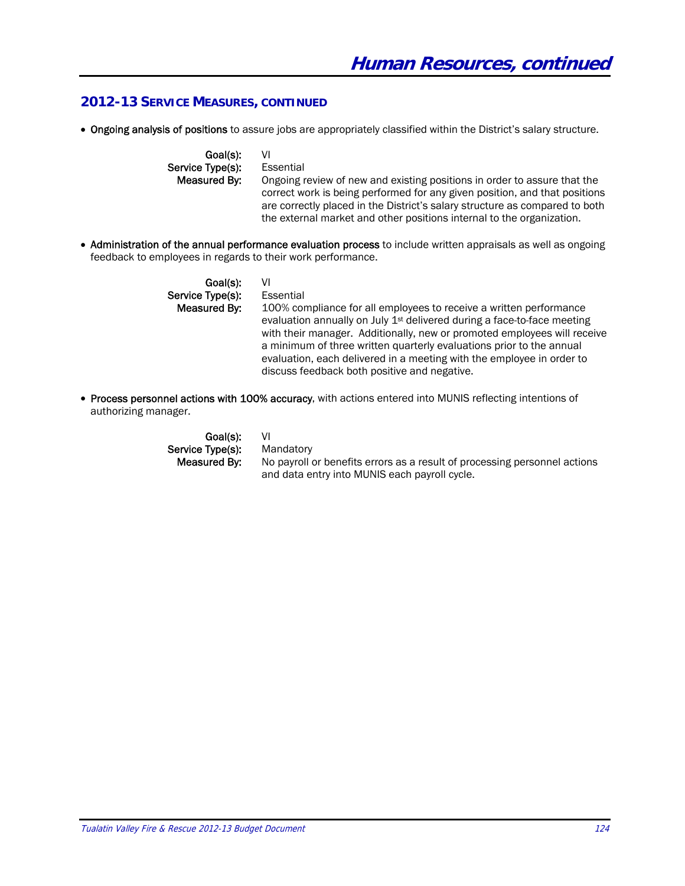# Human Resources, continued

## 2012-13 Service Measures, continued

- **Ongoing analysis of positions** to assure jobs are appropriately classified within the District's salary structure.

  **Goal(s):** VI
  **Service Type(s):** Essential
  **Measured By:** Ongoing review of new and existing positions in order to assure that the correct work is being performed for any given position, and that positions are correctly placed in the District's salary structure as compared to both the external market and other positions internal to the organization.

- **Administration of the annual performance evaluation process** to include written appraisals as well as ongoing feedback to employees in regards to their work performance.

  **Goal(s):** VI
  **Service Type(s):** Essential
  **Measured By:** 100% compliance for all employees to receive a written performance evaluation annually on July 1st delivered during a face-to-face meeting with their manager. Additionally, new or promoted employees will receive a minimum of three written quarterly evaluations prior to the annual evaluation, each delivered in a meeting with the employee in order to discuss feedback both positive and negative.

- **Process personnel actions with 100% accuracy**, with actions entered into MUNIS reflecting intentions of authorizing manager.

  **Goal(s):** VI
  **Service Type(s):** Mandatory
  **Measured By:** No payroll or benefits errors as a result of processing personnel actions and data entry into MUNIS each payroll cycle.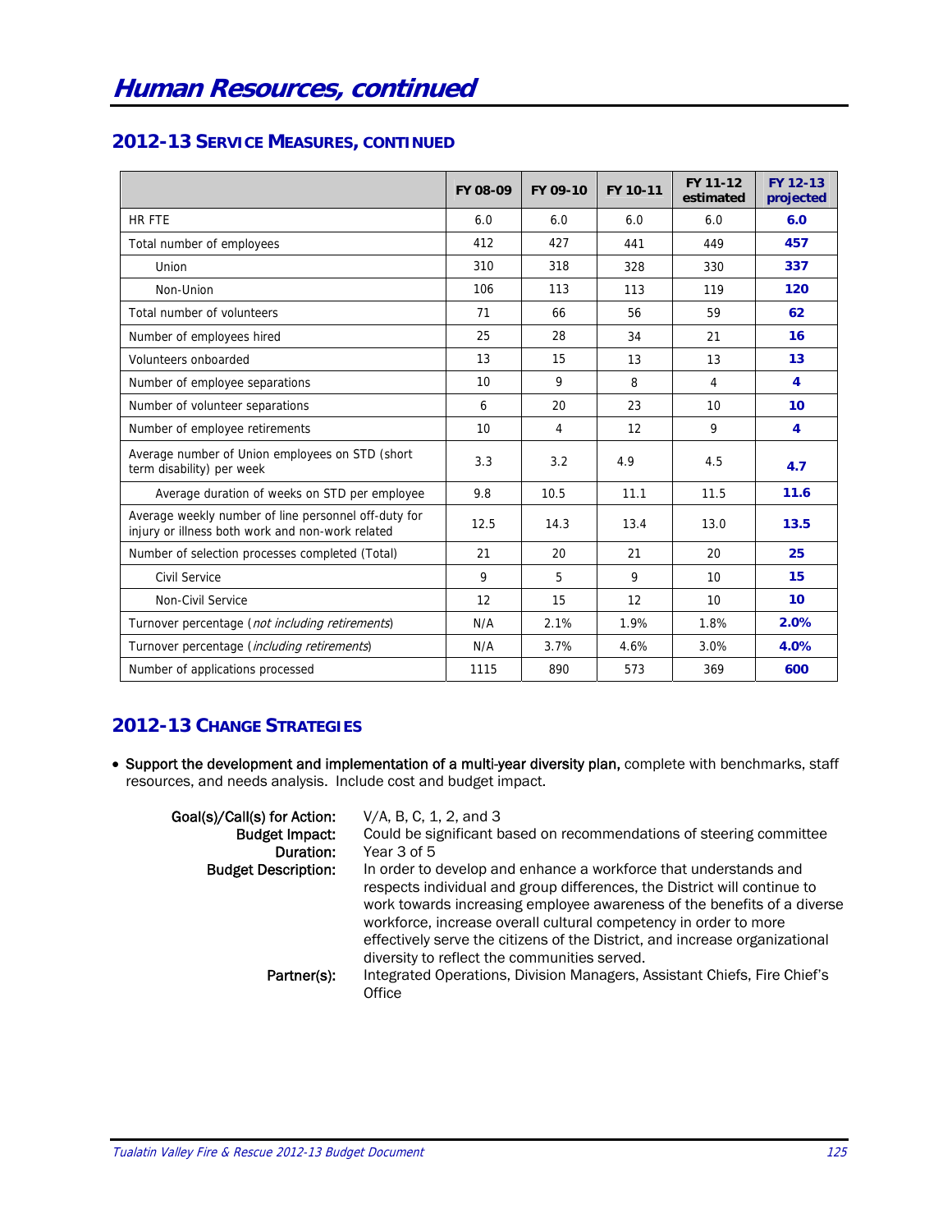# Human Resources, continued

## 2012-13 Service Measures, continued

| | FY 08-09 | FY 09-10 | FY 10-11 | FY 11-12 estimated | FY 12-13 projected |
|---|---|---|---|---|---|
| HR FTE | 6.0 | 6.0 | 6.0 | 6.0 | **6.0** |
| Total number of employees | 412 | 427 | 441 | 449 | **457** |
| Union | 310 | 318 | 328 | 330 | **337** |
| Non-Union | 106 | 113 | 113 | 119 | **120** |
| Total number of volunteers | 71 | 66 | 56 | 59 | **62** |
| Number of employees hired | 25 | 28 | 34 | 21 | **16** |
| Volunteers onboarded | 13 | 15 | 13 | 13 | **13** |
| Number of employee separations | 10 | 9 | 8 | 4 | **4** |
| Number of volunteer separations | 6 | 20 | 23 | 10 | **10** |
| Number of employee retirements | 10 | 4 | 12 | 9 | **4** |
| Average number of Union employees on STD (short term disability) per week | 3.3 | 3.2 | 4.9 | 4.5 | **4.7** |
| Average duration of weeks on STD per employee | 9.8 | 10.5 | 11.1 | 11.5 | **11.6** |
| Average weekly number of line personnel off-duty for injury or illness both work and non-work related | 12.5 | 14.3 | 13.4 | 13.0 | **13.5** |
| Number of selection processes completed (Total) | 21 | 20 | 21 | 20 | **25** |
| Civil Service | 9 | 5 | 9 | 10 | **15** |
| Non-Civil Service | 12 | 15 | 12 | 10 | **10** |
| Turnover percentage (*not including retirements*) | N/A | 2.1% | 1.9% | 1.8% | **2.0%** |
| Turnover percentage (*including retirements*) | N/A | 3.7% | 4.6% | 3.0% | **4.0%** |
| Number of applications processed | 1115 | 890 | 573 | 369 | **600** |

## 2012-13 Change Strategies

- **Support the development and implementation of a multi-year diversity plan,** complete with benchmarks, staff resources, and needs analysis. Include cost and budget impact.

  **Goal(s)/Call(s) for Action:** V/A, B, C, 1, 2, and 3
  **Budget Impact:** Could be significant based on recommendations of steering committee
  **Duration:** Year 3 of 5
  **Budget Description:** In order to develop and enhance a workforce that understands and respects individual and group differences, the District will continue to work towards increasing employee awareness of the benefits of a diverse workforce, increase overall cultural competency in order to more effectively serve the citizens of the District, and increase organizational diversity to reflect the communities served.
  **Partner(s):** Integrated Operations, Division Managers, Assistant Chiefs, Fire Chief's Office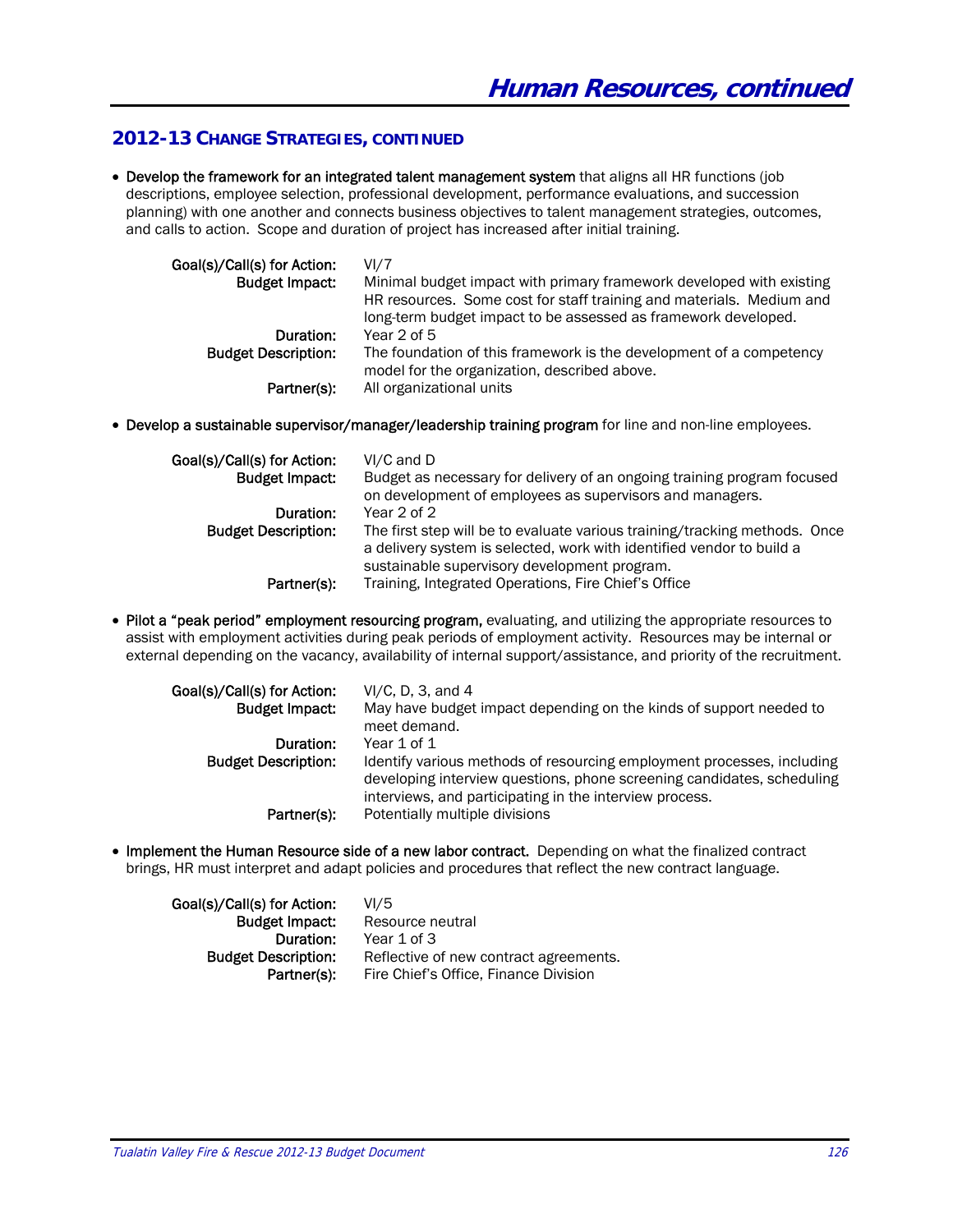# Human Resources, continued

## 2012-13 Change Strategies, continued

- **Develop the framework for an integrated talent management system** that aligns all HR functions (job descriptions, employee selection, professional development, performance evaluations, and succession planning) with one another and connects business objectives to talent management strategies, outcomes, and calls to action. Scope and duration of project has increased after initial training.

  **Goal(s)/Call(s) for Action:** VI/7
  **Budget Impact:** Minimal budget impact with primary framework developed with existing HR resources. Some cost for staff training and materials. Medium and long-term budget impact to be assessed as framework developed.
  **Duration:** Year 2 of 5
  **Budget Description:** The foundation of this framework is the development of a competency model for the organization, described above.
  **Partner(s):** All organizational units

- **Develop a sustainable supervisor/manager/leadership training program** for line and non-line employees.

  **Goal(s)/Call(s) for Action:** VI/C and D
  **Budget Impact:** Budget as necessary for delivery of an ongoing training program focused on development of employees as supervisors and managers.
  **Duration:** Year 2 of 2
  **Budget Description:** The first step will be to evaluate various training/tracking methods. Once a delivery system is selected, work with identified vendor to build a sustainable supervisory development program.
  **Partner(s):** Training, Integrated Operations, Fire Chief's Office

- **Pilot a "peak period" employment resourcing program,** evaluating, and utilizing the appropriate resources to assist with employment activities during peak periods of employment activity. Resources may be internal or external depending on the vacancy, availability of internal support/assistance, and priority of the recruitment.

  **Goal(s)/Call(s) for Action:** VI/C, D, 3, and 4
  **Budget Impact:** May have budget impact depending on the kinds of support needed to meet demand.
  **Duration:** Year 1 of 1
  **Budget Description:** Identify various methods of resourcing employment processes, including developing interview questions, phone screening candidates, scheduling interviews, and participating in the interview process.
  **Partner(s):** Potentially multiple divisions

- **Implement the Human Resource side of a new labor contract.** Depending on what the finalized contract brings, HR must interpret and adapt policies and procedures that reflect the new contract language.

  **Goal(s)/Call(s) for Action:** VI/5
  **Budget Impact:** Resource neutral
  **Duration:** Year 1 of 3
  **Budget Description:** Reflective of new contract agreements.
  **Partner(s):** Fire Chief's Office, Finance Division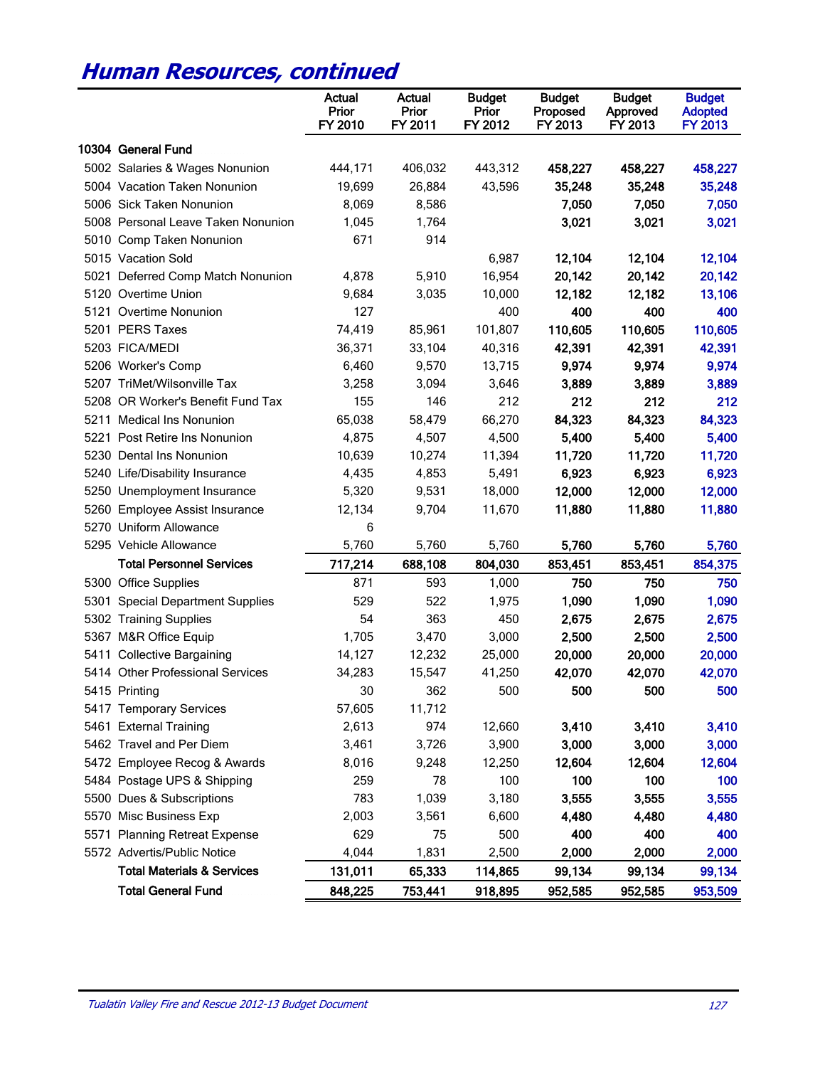# Human Resources, continued

| | Actual Prior FY 2010 | Actual Prior FY 2011 | Budget Prior FY 2012 | Budget Proposed FY 2013 | Budget Approved FY 2013 | Budget Adopted FY 2013 |
|---|---|---|---|---|---|---|
| **10304 General Fund** | | | | | | |
| 5002 Salaries & Wages Nonunion | 444,171 | 406,032 | 443,312 | 458,227 | 458,227 | 458,227 |
| 5004 Vacation Taken Nonunion | 19,699 | 26,884 | 43,596 | 35,248 | 35,248 | 35,248 |
| 5006 Sick Taken Nonunion | 8,069 | 8,586 | | 7,050 | 7,050 | 7,050 |
| 5008 Personal Leave Taken Nonunion | 1,045 | 1,764 | | 3,021 | 3,021 | 3,021 |
| 5010 Comp Taken Nonunion | 671 | 914 | | | | |
| 5015 Vacation Sold | | | 6,987 | 12,104 | 12,104 | 12,104 |
| 5021 Deferred Comp Match Nonunion | 4,878 | 5,910 | 16,954 | 20,142 | 20,142 | 20,142 |
| 5120 Overtime Union | 9,684 | 3,035 | 10,000 | 12,182 | 12,182 | 13,106 |
| 5121 Overtime Nonunion | 127 | | 400 | 400 | 400 | 400 |
| 5201 PERS Taxes | 74,419 | 85,961 | 101,807 | 110,605 | 110,605 | 110,605 |
| 5203 FICA/MEDI | 36,371 | 33,104 | 40,316 | 42,391 | 42,391 | 42,391 |
| 5206 Worker's Comp | 6,460 | 9,570 | 13,715 | 9,974 | 9,974 | 9,974 |
| 5207 TriMet/Wilsonville Tax | 3,258 | 3,094 | 3,646 | 3,889 | 3,889 | 3,889 |
| 5208 OR Worker's Benefit Fund Tax | 155 | 146 | 212 | 212 | 212 | 212 |
| 5211 Medical Ins Nonunion | 65,038 | 58,479 | 66,270 | 84,323 | 84,323 | 84,323 |
| 5221 Post Retire Ins Nonunion | 4,875 | 4,507 | 4,500 | 5,400 | 5,400 | 5,400 |
| 5230 Dental Ins Nonunion | 10,639 | 10,274 | 11,394 | 11,720 | 11,720 | 11,720 |
| 5240 Life/Disability Insurance | 4,435 | 4,853 | 5,491 | 6,923 | 6,923 | 6,923 |
| 5250 Unemployment Insurance | 5,320 | 9,531 | 18,000 | 12,000 | 12,000 | 12,000 |
| 5260 Employee Assist Insurance | 12,134 | 9,704 | 11,670 | 11,880 | 11,880 | 11,880 |
| 5270 Uniform Allowance | 6 | | | | | |
| 5295 Vehicle Allowance | 5,760 | 5,760 | 5,760 | 5,760 | 5,760 | 5,760 |
| **Total Personnel Services** | **717,214** | **688,108** | **804,030** | **853,451** | **853,451** | **854,375** |
| 5300 Office Supplies | 871 | 593 | 1,000 | 750 | 750 | 750 |
| 5301 Special Department Supplies | 529 | 522 | 1,975 | 1,090 | 1,090 | 1,090 |
| 5302 Training Supplies | 54 | 363 | 450 | 2,675 | 2,675 | 2,675 |
| 5367 M&R Office Equip | 1,705 | 3,470 | 3,000 | 2,500 | 2,500 | 2,500 |
| 5411 Collective Bargaining | 14,127 | 12,232 | 25,000 | 20,000 | 20,000 | 20,000 |
| 5414 Other Professional Services | 34,283 | 15,547 | 41,250 | 42,070 | 42,070 | 42,070 |
| 5415 Printing | 30 | 362 | 500 | 500 | 500 | 500 |
| 5417 Temporary Services | 57,605 | 11,712 | | | | |
| 5461 External Training | 2,613 | 974 | 12,660 | 3,410 | 3,410 | 3,410 |
| 5462 Travel and Per Diem | 3,461 | 3,726 | 3,900 | 3,000 | 3,000 | 3,000 |
| 5472 Employee Recog & Awards | 8,016 | 9,248 | 12,250 | 12,604 | 12,604 | 12,604 |
| 5484 Postage UPS & Shipping | 259 | 78 | 100 | 100 | 100 | 100 |
| 5500 Dues & Subscriptions | 783 | 1,039 | 3,180 | 3,555 | 3,555 | 3,555 |
| 5570 Misc Business Exp | 2,003 | 3,561 | 6,600 | 4,480 | 4,480 | 4,480 |
| 5571 Planning Retreat Expense | 629 | 75 | 500 | 400 | 400 | 400 |
| 5572 Advertis/Public Notice | 4,044 | 1,831 | 2,500 | 2,000 | 2,000 | 2,000 |
| **Total Materials & Services** | **131,011** | **65,333** | **114,865** | **99,134** | **99,134** | **99,134** |
| **Total General Fund** | **848,225** | **753,441** | **918,895** | **952,585** | **952,585** | **953,509** |